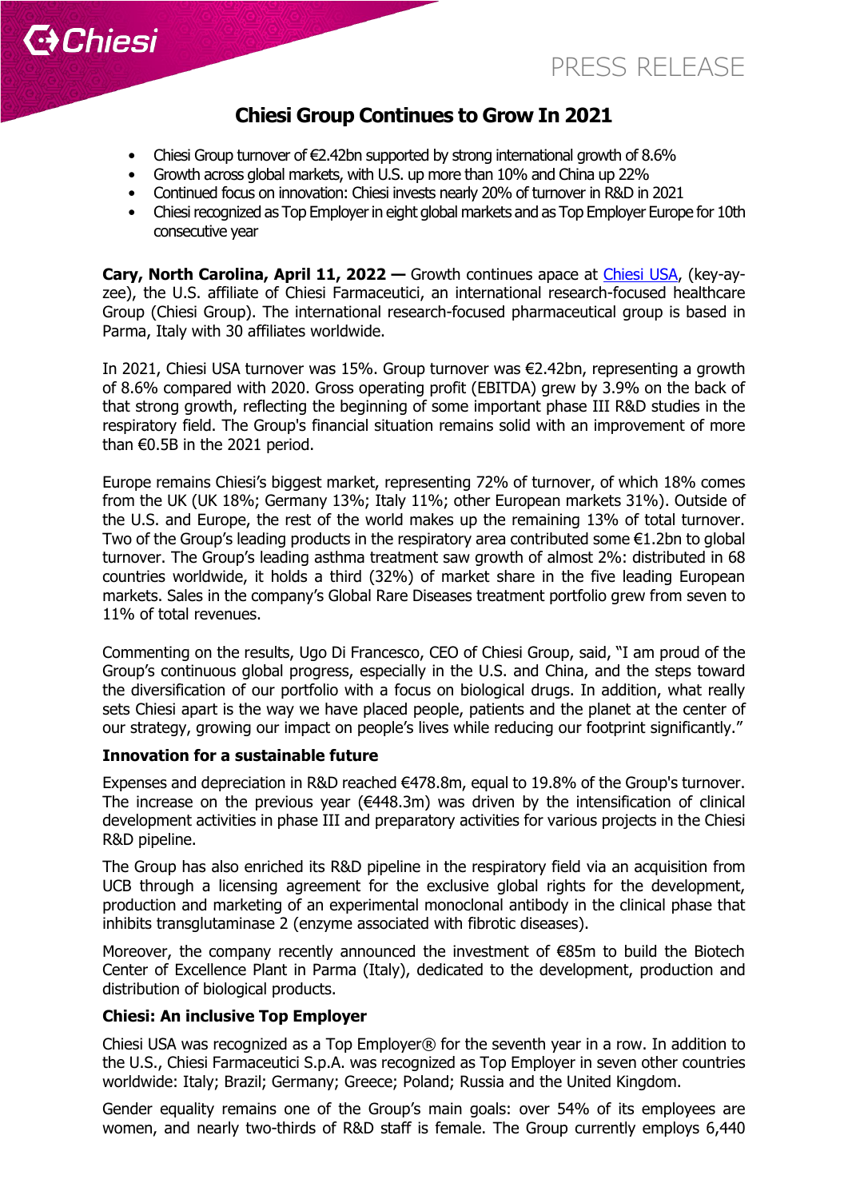# Chiesi Group Continues to Grow In 2021

- Chiesi Group turnover of €2.42bn supported by strong international growth of 8.6%
- Growth across global markets, with U.S. up more than 10% and China up 22%
- Continued focus on innovation: Chiesi invests nearly 20% of turnover in R&D in 2021
- Chiesi recognized as Top Employer in eight global markets and as Top Employer Europe for 10th consecutive year

**Cary, North Carolina, April 11, 2022 —** Growth continues apace at Chiesi USA, (key-ay-zee), the U.S. affiliate of Chiesi Farmaceutici, an international research-focused healthcare Group (Chiesi Group). The international research-focused pharmaceutical group is based in Parma, Italy with 30 affiliates worldwide.

In 2021, Chiesi USA turnover was 15%. Group turnover was €2.42bn, representing a growth of 8.6% compared with 2020. Gross operating profit (EBITDA) grew by 3.9% on the back of that strong growth, reflecting the beginning of some important phase III R&D studies in the respiratory field. The Group's financial situation remains solid with an improvement of more than €0.5B in the 2021 period.

Europe remains Chiesi's biggest market, representing 72% of turnover, of which 18% comes from the UK (UK 18%; Germany 13%; Italy 11%; other European markets 31%). Outside of the U.S. and Europe, the rest of the world makes up the remaining 13% of total turnover. Two of the Group's leading products in the respiratory area contributed some €1.2bn to global turnover. The Group's leading asthma treatment saw growth of almost 2%: distributed in 68 countries worldwide, it holds a third (32%) of market share in the five leading European markets. Sales in the company's Global Rare Diseases treatment portfolio grew from seven to 11% of total revenues.

Commenting on the results, Ugo Di Francesco, CEO of Chiesi Group, said, "I am proud of the Group's continuous global progress, especially in the U.S. and China, and the steps toward the diversification of our portfolio with a focus on biological drugs. In addition, what really sets Chiesi apart is the way we have placed people, patients and the planet at the center of our strategy, growing our impact on people's lives while reducing our footprint significantly."

## Innovation for a sustainable future

Expenses and depreciation in R&D reached €478.8m, equal to 19.8% of the Group's turnover. The increase on the previous year (€448.3m) was driven by the intensification of clinical development activities in phase III and preparatory activities for various projects in the Chiesi R&D pipeline.

The Group has also enriched its R&D pipeline in the respiratory field via an acquisition from UCB through a licensing agreement for the exclusive global rights for the development, production and marketing of an experimental monoclonal antibody in the clinical phase that inhibits transglutaminase 2 (enzyme associated with fibrotic diseases).

Moreover, the company recently announced the investment of €85m to build the Biotech Center of Excellence Plant in Parma (Italy), dedicated to the development, production and distribution of biological products.

## Chiesi: An inclusive Top Employer

Chiesi USA was recognized as a Top Employer® for the seventh year in a row. In addition to the U.S., Chiesi Farmaceutici S.p.A. was recognized as Top Employer in seven other countries worldwide: Italy; Brazil; Germany; Greece; Poland; Russia and the United Kingdom.

Gender equality remains one of the Group's main goals: over 54% of its employees are women, and nearly two-thirds of R&D staff is female. The Group currently employs 6,440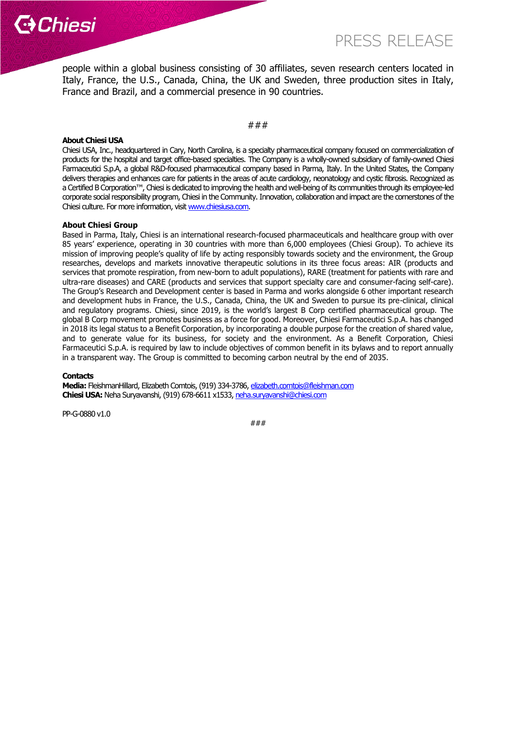people within a global business consisting of 30 affiliates, seven research centers located in Italy, France, the U.S., Canada, China, the UK and Sweden, three production sites in Italy, France and Brazil, and a commercial presence in 90 countries.

###

**About Chiesi USA**

Chiesi USA, Inc., headquartered in Cary, North Carolina, is a specialty pharmaceutical company focused on commercialization of products for the hospital and target office-based specialties. The Company is a wholly-owned subsidiary of family-owned Chiesi Farmaceutici S.p.A, a global R&D-focused pharmaceutical company based in Parma, Italy. In the United States, the Company delivers therapies and enhances care for patients in the areas of acute cardiology, neonatology and cystic fibrosis. Recognized as a Certified B Corporation™, Chiesi is dedicated to improving the health and well-being of its communities through its employee-led corporate social responsibility program, Chiesi in the Community. Innovation, collaboration and impact are the cornerstones of the Chiesi culture. For more information, visit www.chiesiusa.com.

**About Chiesi Group**

Based in Parma, Italy, Chiesi is an international research-focused pharmaceuticals and healthcare group with over 85 years' experience, operating in 30 countries with more than 6,000 employees (Chiesi Group). To achieve its mission of improving people's quality of life by acting responsibly towards society and the environment, the Group researches, develops and markets innovative therapeutic solutions in its three focus areas: AIR (products and services that promote respiration, from new-born to adult populations), RARE (treatment for patients with rare and ultra-rare diseases) and CARE (products and services that support specialty care and consumer-facing self-care). The Group's Research and Development center is based in Parma and works alongside 6 other important research and development hubs in France, the U.S., Canada, China, the UK and Sweden to pursue its pre-clinical, clinical and regulatory programs. Chiesi, since 2019, is the world's largest B Corp certified pharmaceutical group. The global B Corp movement promotes business as a force for good. Moreover, Chiesi Farmaceutici S.p.A. has changed in 2018 its legal status to a Benefit Corporation, by incorporating a double purpose for the creation of shared value, and to generate value for its business, for society and the environment. As a Benefit Corporation, Chiesi Farmaceutici S.p.A. is required by law to include objectives of common benefit in its bylaws and to report annually in a transparent way. The Group is committed to becoming carbon neutral by the end of 2035.

**Contacts**

**Media:** FleishmanHillard, Elizabeth Comtois, (919) 334-3786, elizabeth.comtois@fleishman.com
**Chiesi USA:** Neha Suryavanshi, (919) 678-6611 x1533, neha.suryavanshi@chiesi.com

PP-G-0880 v1.0

###